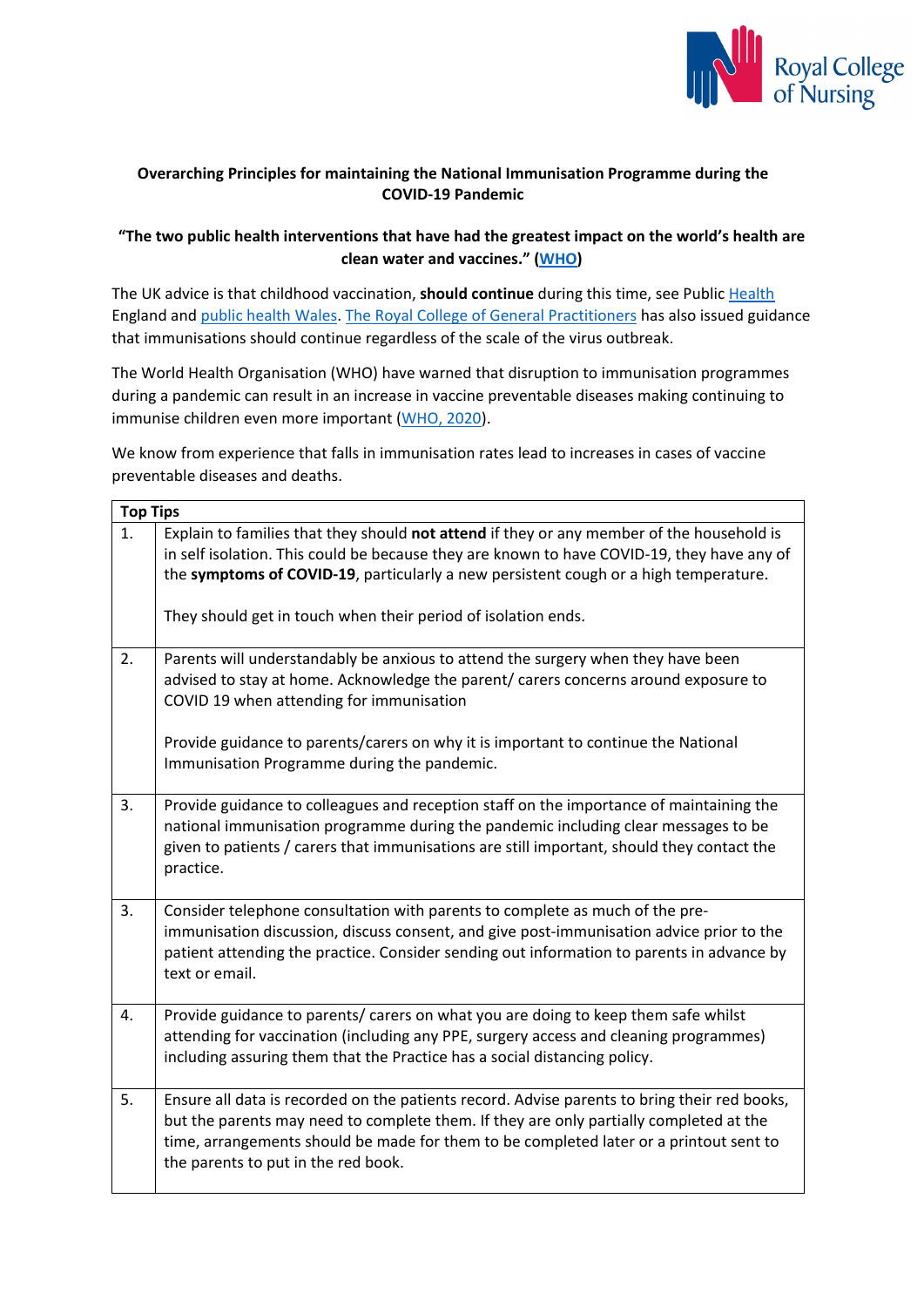**Overarching Principles for maintaining the National Immunisation Programme during the COVID-19 Pandemic**

**"The two public health interventions that have had the greatest impact on the world's health are clean water and vaccines." (WHO)**

The UK advice is that childhood vaccination, **should continue** during this time, see Public Health England and public health Wales. The Royal College of General Practitioners has also issued guidance that immunisations should continue regardless of the scale of the virus outbreak.

The World Health Organisation (WHO) have warned that disruption to immunisation programmes during a pandemic can result in an increase in vaccine preventable diseases making continuing to immunise children even more important (WHO, 2020).

We know from experience that falls in immunisation rates lead to increases in cases of vaccine preventable diseases and deaths.

| **Top Tips** | |
|---|---|
| 1. | Explain to families that they should **not attend** if they or any member of the household is in self isolation. This could be because they are known to have COVID-19, they have any of the **symptoms of COVID-19**, particularly a new persistent cough or a high temperature.<br><br>They should get in touch when their period of isolation ends. |
| 2. | Parents will understandably be anxious to attend the surgery when they have been advised to stay at home. Acknowledge the parent/ carers concerns around exposure to COVID 19 when attending for immunisation<br><br>Provide guidance to parents/carers on why it is important to continue the National Immunisation Programme during the pandemic. |
| 3. | Provide guidance to colleagues and reception staff on the importance of maintaining the national immunisation programme during the pandemic including clear messages to be given to patients / carers that immunisations are still important, should they contact the practice. |
| 3. | Consider telephone consultation with parents to complete as much of the pre-immunisation discussion, discuss consent, and give post-immunisation advice prior to the patient attending the practice. Consider sending out information to parents in advance by text or email. |
| 4. | Provide guidance to parents/ carers on what you are doing to keep them safe whilst attending for vaccination (including any PPE, surgery access and cleaning programmes) including assuring them that the Practice has a social distancing policy. |
| 5. | Ensure all data is recorded on the patients record. Advise parents to bring their red books, but the parents may need to complete them. If they are only partially completed at the time, arrangements should be made for them to be completed later or a printout sent to the parents to put in the red book. |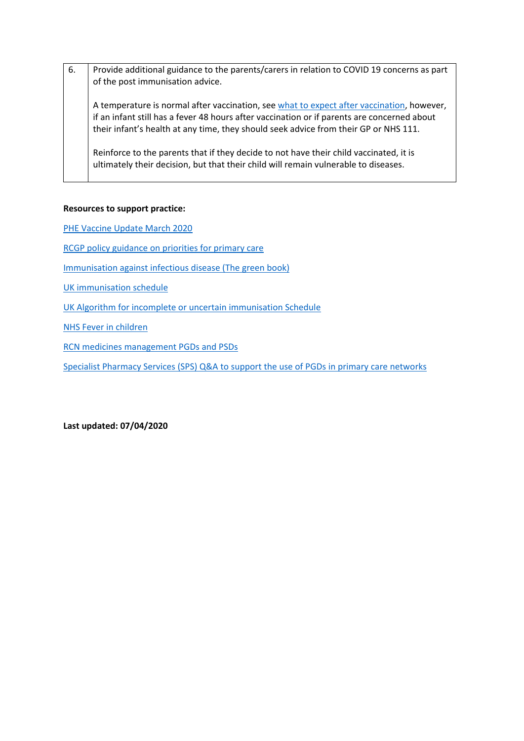| | |
|---|---|
| 6. | Provide additional guidance to the parents/carers in relation to COVID 19 concerns as part of the post immunisation advice.<br><br>A temperature is normal after vaccination, see what to expect after vaccination, however, if an infant still has a fever 48 hours after vaccination or if parents are concerned about their infant's health at any time, they should seek advice from their GP or NHS 111.<br><br>Reinforce to the parents that if they decide to not have their child vaccinated, it is ultimately their decision, but that their child will remain vulnerable to diseases. |

**Resources to support practice:**

PHE Vaccine Update March 2020

RCGP policy guidance on priorities for primary care

Immunisation against infectious disease (The green book)

UK immunisation schedule

UK Algorithm for incomplete or uncertain immunisation Schedule

NHS Fever in children

RCN medicines management PGDs and PSDs

Specialist Pharmacy Services (SPS) Q&A to support the use of PGDs in primary care networks

**Last updated: 07/04/2020**